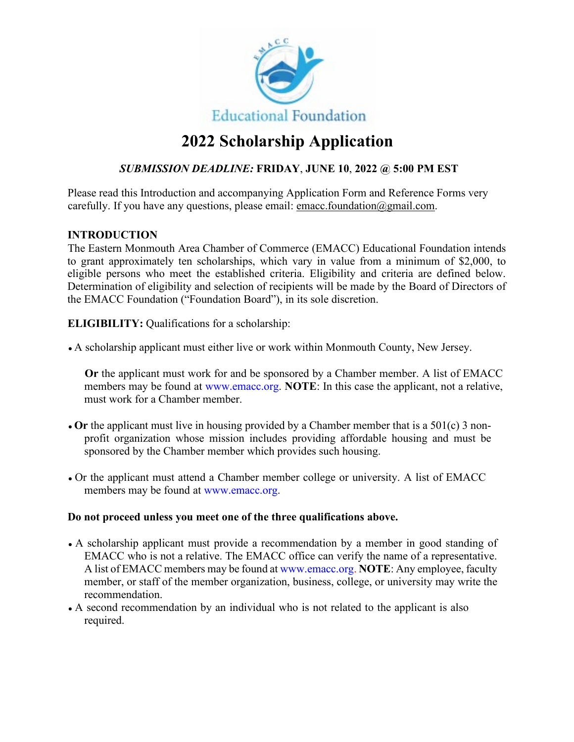Educational Foundation

# 2022 Scholarship Application

***SUBMISSION DEADLINE:*** **FRIDAY, JUNE 10, 2022 @ 5:00 PM EST**

Please read this Introduction and accompanying Application Form and Reference Forms very carefully. If you have any questions, please email: emacc.foundation@gmail.com.

**INTRODUCTION**

The Eastern Monmouth Area Chamber of Commerce (EMACC) Educational Foundation intends to grant approximately ten scholarships, which vary in value from a minimum of $2,000, to eligible persons who meet the established criteria. Eligibility and criteria are defined below. Determination of eligibility and selection of recipients will be made by the Board of Directors of the EMACC Foundation ("Foundation Board"), in its sole discretion.

**ELIGIBILITY:** Qualifications for a scholarship:

- A scholarship applicant must either live or work within Monmouth County, New Jersey.

  **Or** the applicant must work for and be sponsored by a Chamber member. A list of EMACC members may be found at www.emacc.org. **NOTE**: In this case the applicant, not a relative, must work for a Chamber member.

- **Or** the applicant must live in housing provided by a Chamber member that is a 501(c) 3 non-profit organization whose mission includes providing affordable housing and must be sponsored by the Chamber member which provides such housing.

- Or the applicant must attend a Chamber member college or university. A list of EMACC members may be found at www.emacc.org.

**Do not proceed unless you meet one of the three qualifications above.**

- A scholarship applicant must provide a recommendation by a member in good standing of EMACC who is not a relative. The EMACC office can verify the name of a representative. A list of EMACC members may be found at www.emacc.org. **NOTE**: Any employee, faculty member, or staff of the member organization, business, college, or university may write the recommendation.
- A second recommendation by an individual who is not related to the applicant is also required.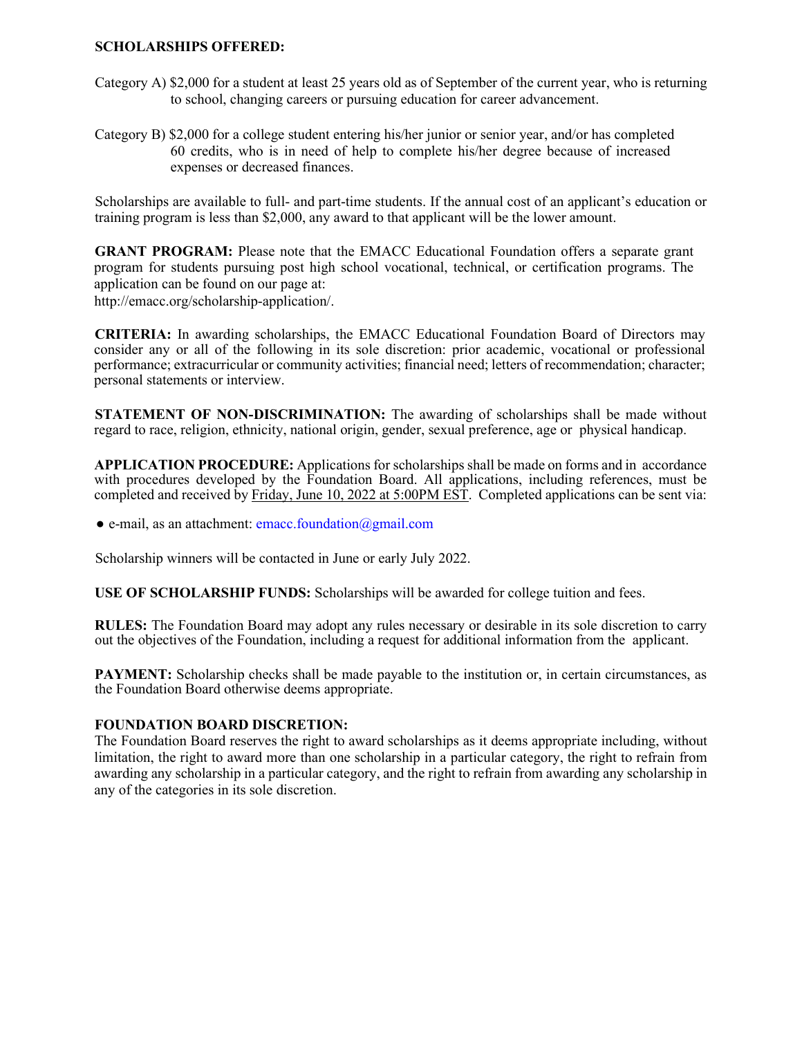**SCHOLARSHIPS OFFERED:**

Category A) $2,000 for a student at least 25 years old as of September of the current year, who is returning to school, changing careers or pursuing education for career advancement.

Category B) $2,000 for a college student entering his/her junior or senior year, and/or has completed 60 credits, who is in need of help to complete his/her degree because of increased expenses or decreased finances.

Scholarships are available to full- and part-time students. If the annual cost of an applicant's education or training program is less than $2,000, any award to that applicant will be the lower amount.

**GRANT PROGRAM:** Please note that the EMACC Educational Foundation offers a separate grant program for students pursuing post high school vocational, technical, or certification programs. The application can be found on our page at:
http://emacc.org/scholarship-application/.

**CRITERIA:** In awarding scholarships, the EMACC Educational Foundation Board of Directors may consider any or all of the following in its sole discretion: prior academic, vocational or professional performance; extracurricular or community activities; financial need; letters of recommendation; character; personal statements or interview.

**STATEMENT OF NON-DISCRIMINATION:** The awarding of scholarships shall be made without regard to race, religion, ethnicity, national origin, gender, sexual preference, age or physical handicap.

**APPLICATION PROCEDURE:** Applications for scholarships shall be made on forms and in accordance with procedures developed by the Foundation Board. All applications, including references, must be completed and received by <u>Friday, June 10, 2022 at 5:00PM EST</u>. Completed applications can be sent via:

- e-mail, as an attachment: emacc.foundation@gmail.com

Scholarship winners will be contacted in June or early July 2022.

**USE OF SCHOLARSHIP FUNDS:** Scholarships will be awarded for college tuition and fees.

**RULES:** The Foundation Board may adopt any rules necessary or desirable in its sole discretion to carry out the objectives of the Foundation, including a request for additional information from the applicant.

**PAYMENT:** Scholarship checks shall be made payable to the institution or, in certain circumstances, as the Foundation Board otherwise deems appropriate.

**FOUNDATION BOARD DISCRETION:**
The Foundation Board reserves the right to award scholarships as it deems appropriate including, without limitation, the right to award more than one scholarship in a particular category, the right to refrain from awarding any scholarship in a particular category, and the right to refrain from awarding any scholarship in any of the categories in its sole discretion.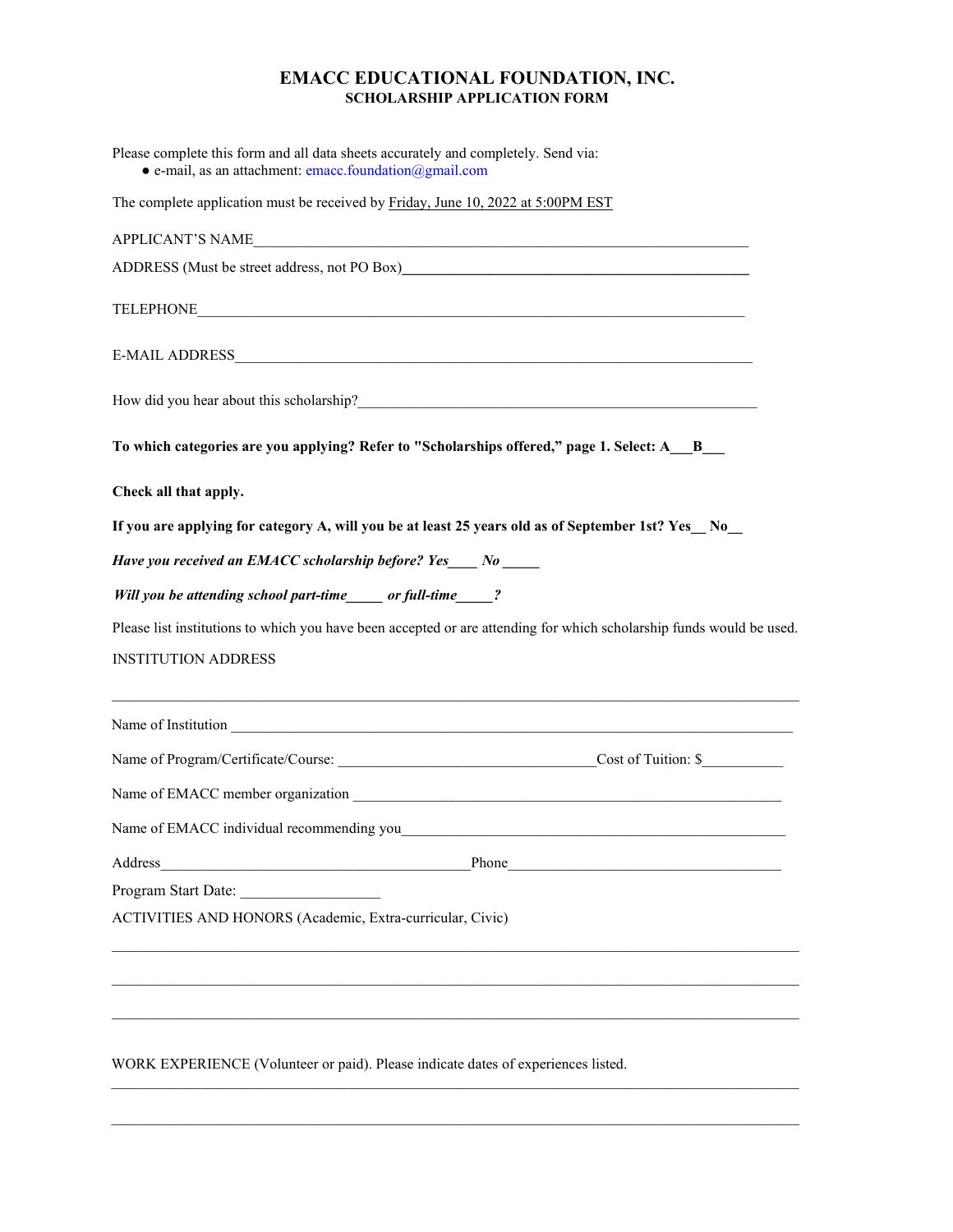# EMACC EDUCATIONAL FOUNDATION, INC.

## SCHOLARSHIP APPLICATION FORM

Please complete this form and all data sheets accurately and completely. Send via:

- e-mail, as an attachment: emacc.foundation@gmail.com

The complete application must be received by Friday, June 10, 2022 at 5:00PM EST

APPLICANT'S NAME_______________________________________________________________________

ADDRESS (Must be street address, not PO Box)___________________________________________

TELEPHONE______________________________________________________________________________

E-MAIL ADDRESS_________________________________________________________________________

How did you hear about this scholarship?_______________________________________________

**To which categories are you applying? Refer to "Scholarships offered," page 1. Select: A___B___**

**Check all that apply.**

**If you are applying for category A, will you be at least 25 years old as of September 1st? Yes__ No__**

***Have you received an EMACC scholarship before? Yes____ No _____***

***Will you be attending school part-time_____ or full-time_____?***

Please list institutions to which you have been accepted or are attending for which scholarship funds would be used.

INSTITUTION ADDRESS

_______________________________________________________________________________________

Name of Institution ___________________________________________________________________

Name of Program/Certificate/Course: ______________________________Cost of Tuition: $___________

Name of EMACC member organization _____________________________________________________

Name of EMACC individual recommending you_________________________________________________

Address_________________________________________Phone_____________________________________

Program Start Date: __________________

ACTIVITIES AND HONORS (Academic, Extra-curricular, Civic)

_______________________________________________________________________________________

_______________________________________________________________________________________

_______________________________________________________________________________________

WORK EXPERIENCE (Volunteer or paid). Please indicate dates of experiences listed.

_______________________________________________________________________________________

_______________________________________________________________________________________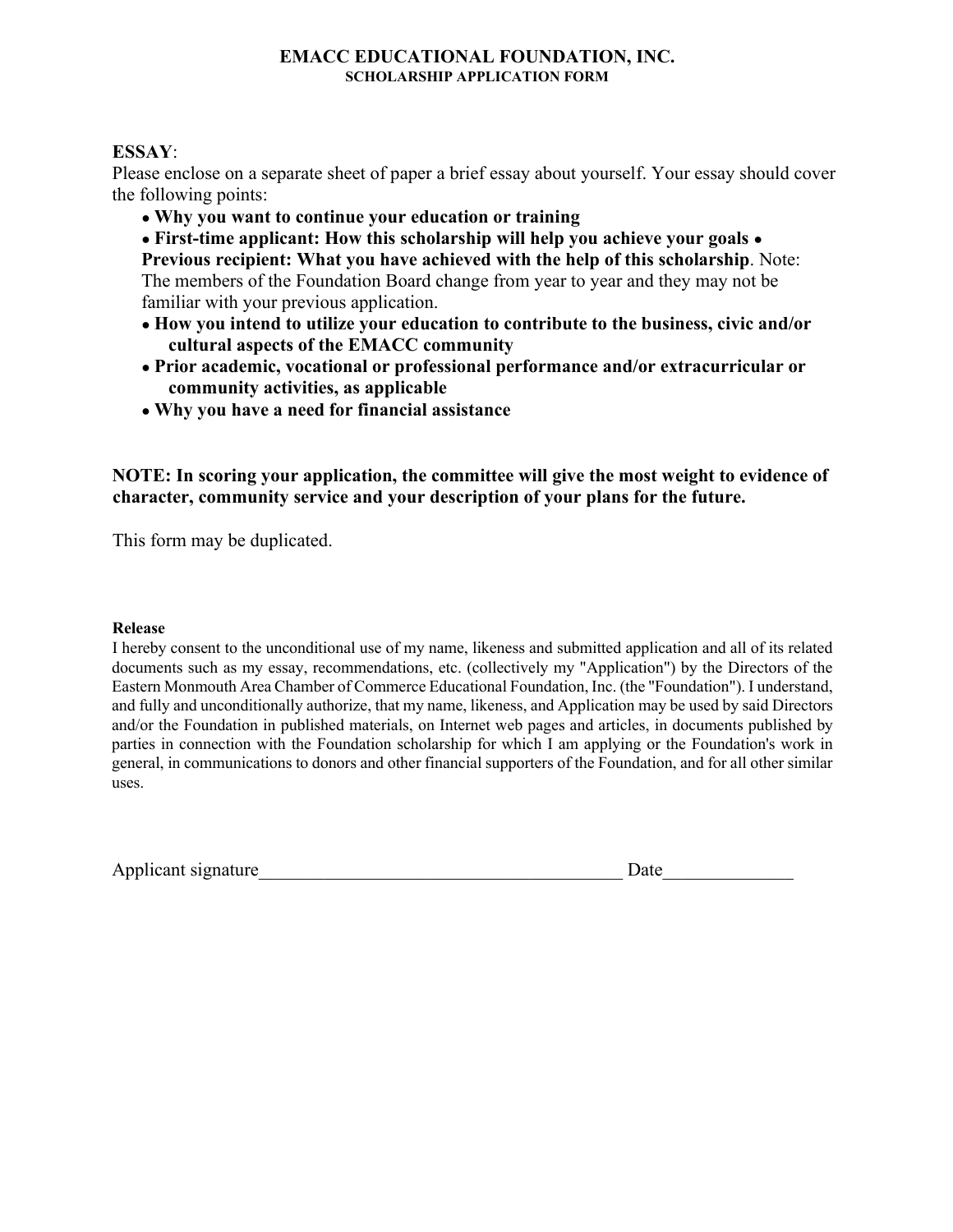# EMACC EDUCATIONAL FOUNDATION, INC.

## SCHOLARSHIP APPLICATION FORM

**ESSAY**:

Please enclose on a separate sheet of paper a brief essay about yourself. Your essay should cover the following points:

- **Why you want to continue your education or training**
- **First-time applicant: How this scholarship will help you achieve your goals**
- **Previous recipient: What you have achieved with the help of this scholarship**. Note: The members of the Foundation Board change from year to year and they may not be familiar with your previous application.
- **How you intend to utilize your education to contribute to the business, civic and/or cultural aspects of the EMACC community**
- **Prior academic, vocational or professional performance and/or extracurricular or community activities, as applicable**
- **Why you have a need for financial assistance**

**NOTE: In scoring your application, the committee will give the most weight to evidence of character, community service and your description of your plans for the future.**

This form may be duplicated.

**Release**

I hereby consent to the unconditional use of my name, likeness and submitted application and all of its related documents such as my essay, recommendations, etc. (collectively my "Application") by the Directors of the Eastern Monmouth Area Chamber of Commerce Educational Foundation, Inc. (the "Foundation"). I understand, and fully and unconditionally authorize, that my name, likeness, and Application may be used by said Directors and/or the Foundation in published materials, on Internet web pages and articles, in documents published by parties in connection with the Foundation scholarship for which I am applying or the Foundation's work in general, in communications to donors and other financial supporters of the Foundation, and for all other similar uses.

Applicant signature_______________________________________ Date_____________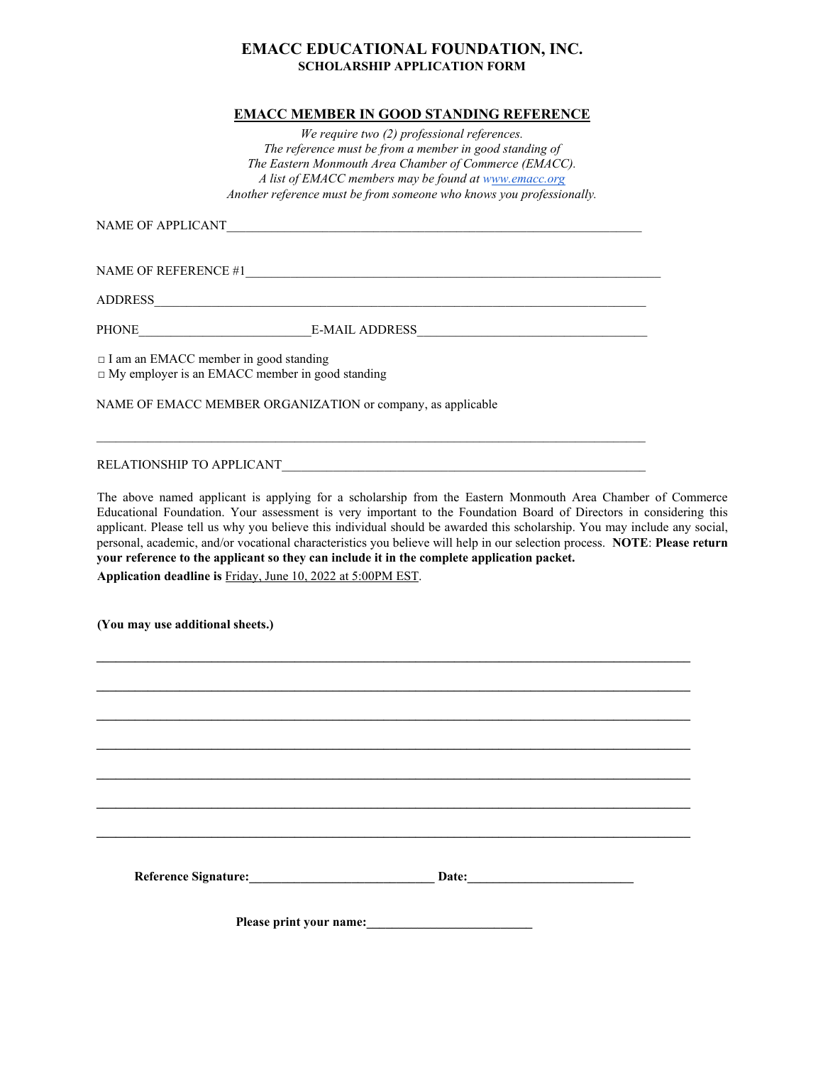# EMACC EDUCATIONAL FOUNDATION, INC.

**SCHOLARSHIP APPLICATION FORM**

## EMACC MEMBER IN GOOD STANDING REFERENCE

*We require two (2) professional references.*
*The reference must be from a member in good standing of*
*The Eastern Monmouth Area Chamber of Commerce (EMACC).*
*A list of EMACC members may be found at www.emacc.org*
*Another reference must be from someone who knows you professionally.*

NAME OF APPLICANT_________________________________________________________________

NAME OF REFERENCE #1_______________________________________________________________

ADDRESS_________________________________________________________________________

PHONE__________________________E-MAIL ADDRESS___________________________________

□ I am an EMACC member in good standing
□ My employer is an EMACC member in good standing

NAME OF EMACC MEMBER ORGANIZATION or company, as applicable

_________________________________________________________________________________

RELATIONSHIP TO APPLICANT________________________________________________________

The above named applicant is applying for a scholarship from the Eastern Monmouth Area Chamber of Commerce Educational Foundation. Your assessment is very important to the Foundation Board of Directors in considering this applicant. Please tell us why you believe this individual should be awarded this scholarship. You may include any social, personal, academic, and/or vocational characteristics you believe will help in our selection process. **NOTE**: **Please return your reference to the applicant so they can include it in the complete application packet.**

**Application deadline is** Friday, June 10, 2022 at 5:00PM EST.

**(You may use additional sheets.)**

_________________________________________________________________________________

_________________________________________________________________________________

_________________________________________________________________________________

_________________________________________________________________________________

_________________________________________________________________________________

_________________________________________________________________________________

_________________________________________________________________________________

**Reference Signature:_____________________________ Date:__________________________**

**Please print your name:__________________________**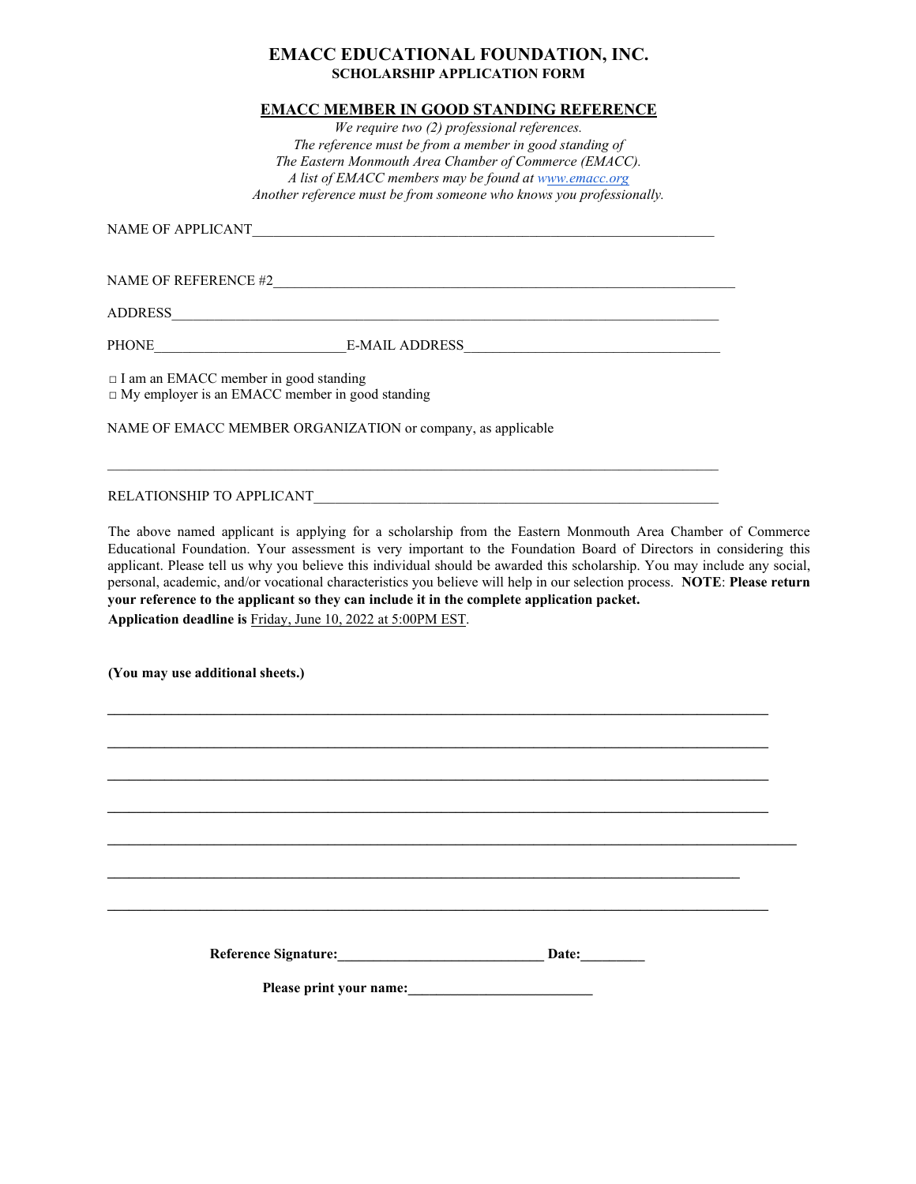# EMACC EDUCATIONAL FOUNDATION, INC.

**SCHOLARSHIP APPLICATION FORM**

## EMACC MEMBER IN GOOD STANDING REFERENCE

*We require two (2) professional references.*
*The reference must be from a member in good standing of*
*The Eastern Monmouth Area Chamber of Commerce (EMACC).*
*A list of EMACC members may be found at www.emacc.org*
*Another reference must be from someone who knows you professionally.*

NAME OF APPLICANT_______________________________________________________________

NAME OF REFERENCE #2_____________________________________________________________

ADDRESS_________________________________________________________________________

PHONE_________________________E-MAIL ADDRESS_______________________________

□ I am an EMACC member in good standing
□ My employer is an EMACC member in good standing

NAME OF EMACC MEMBER ORGANIZATION or company, as applicable

________________________________________________________________________________

RELATIONSHIP TO APPLICANT_____________________________________________________

The above named applicant is applying for a scholarship from the Eastern Monmouth Area Chamber of Commerce Educational Foundation. Your assessment is very important to the Foundation Board of Directors in considering this applicant. Please tell us why you believe this individual should be awarded this scholarship. You may include any social, personal, academic, and/or vocational characteristics you believe will help in our selection process. **NOTE**: **Please return your reference to the applicant so they can include it in the complete application packet.**

**Application deadline is** Friday, June 10, 2022 at 5:00PM EST.

**(You may use additional sheets.)**

________________________________________________________________________________

________________________________________________________________________________

________________________________________________________________________________

________________________________________________________________________________

________________________________________________________________________________

________________________________________________________________________________

________________________________________________________________________________

**Reference Signature:____________________________ Date:_________**

**Please print your name:_________________________**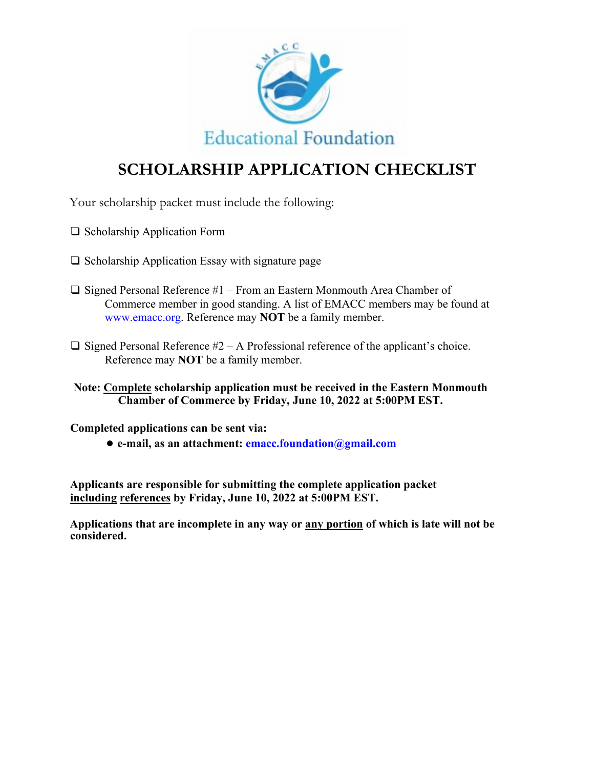Educational Foundation

# SCHOLARSHIP APPLICATION CHECKLIST

Your scholarship packet must include the following:

- ❑ Scholarship Application Form
- ❑ Scholarship Application Essay with signature page
- ❑ Signed Personal Reference #1 – From an Eastern Monmouth Area Chamber of Commerce member in good standing. A list of EMACC members may be found at www.emacc.org. Reference may **NOT** be a family member.
- ❑ Signed Personal Reference #2 – A Professional reference of the applicant's choice. Reference may **NOT** be a family member.

**Note: <u>Complete</u> scholarship application must be received in the Eastern Monmouth Chamber of Commerce by Friday, June 10, 2022 at 5:00PM EST.**

**Completed applications can be sent via:**

- **e-mail, as an attachment: emacc.foundation@gmail.com**

**Applicants are responsible for submitting the complete application packet <u>including references</u> by Friday, June 10, 2022 at 5:00PM EST.**

**Applications that are incomplete in any way or <u>any portion</u> of which is late will not be considered.**